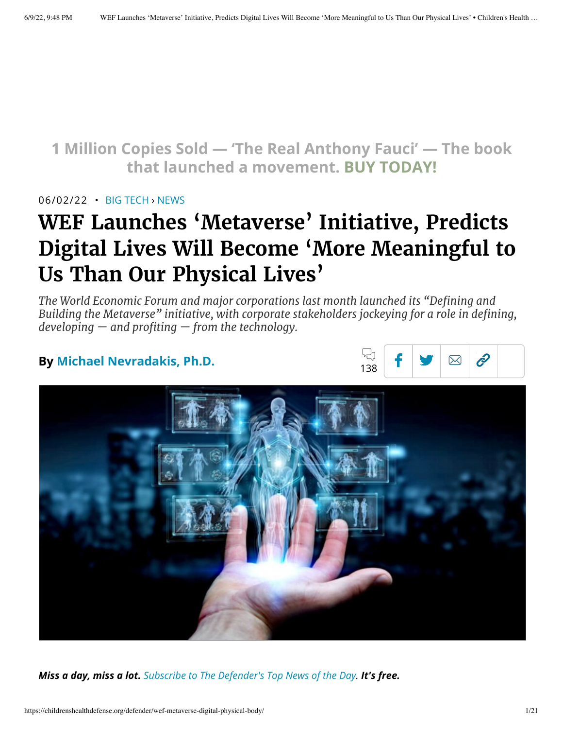1 Million Copies Sold — 'The Real Anthony Fauci' — The book that launched a movement. **BUY TODAY!**

06/02/22 • BIG TECH › NEWS

# WEF Launches 'Metaverse' Initiative, Predicts Digital Lives Will Become 'More Meaningful to Us Than Our Physical Lives'

*The World Economic Forum and major corporations last month launched its "Defining and Building the Metaverse" initiative, with corporate stakeholders jockeying for a role in defining, developing — and profiting — from the technology.*

**By Michael Nevradakis, Ph.D.**

138

***Miss a day, miss a lot.** Subscribe to The Defender's Top News of the Day. **It's free.***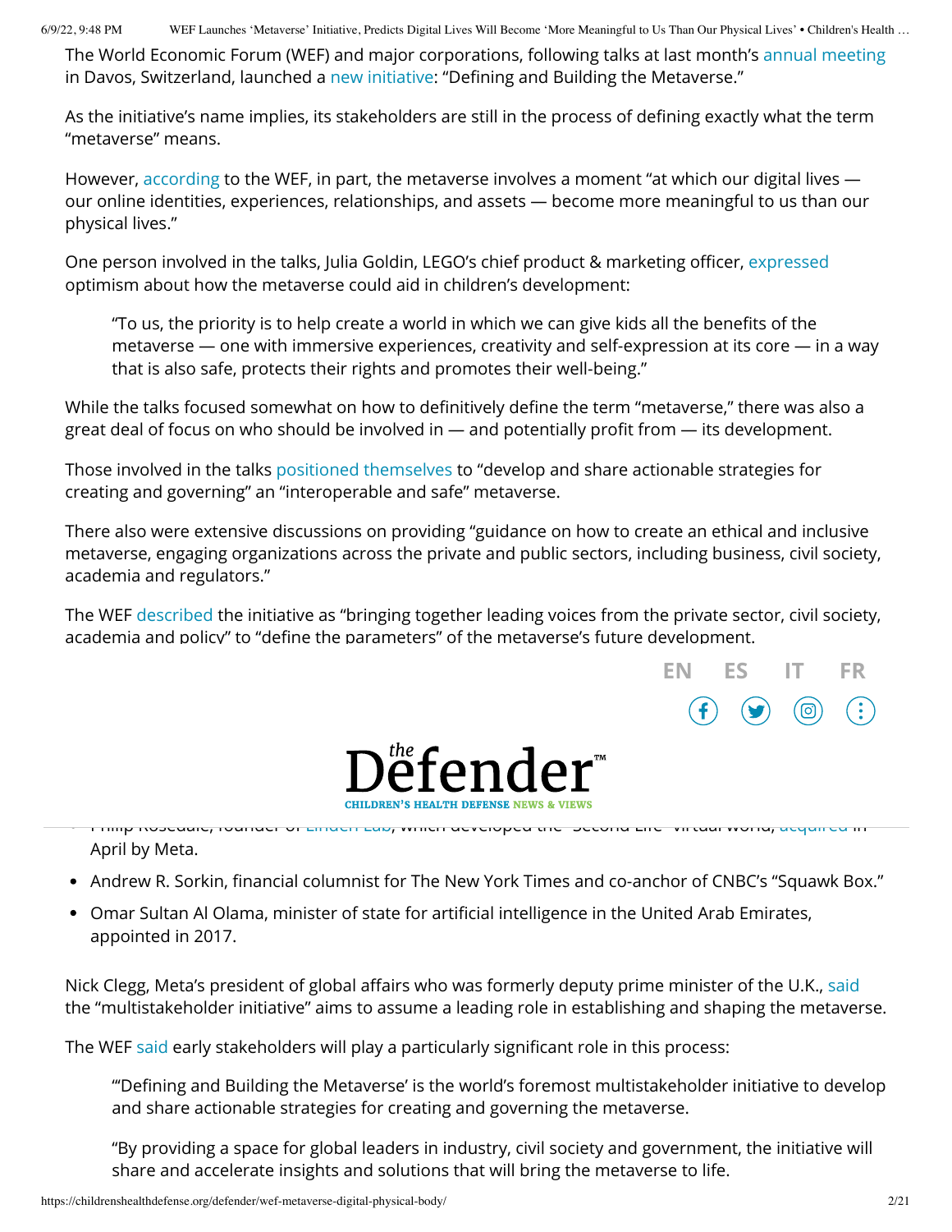The World Economic Forum (WEF) and major corporations, following talks at last month's annual meeting in Davos, Switzerland, launched a new initiative: "Defining and Building the Metaverse."

As the initiative's name implies, its stakeholders are still in the process of defining exactly what the term "metaverse" means.

However, according to the WEF, in part, the metaverse involves a moment "at which our digital lives — our online identities, experiences, relationships, and assets — become more meaningful to us than our physical lives."

One person involved in the talks, Julia Goldin, LEGO's chief product & marketing officer, expressed optimism about how the metaverse could aid in children's development:

> "To us, the priority is to help create a world in which we can give kids all the benefits of the metaverse — one with immersive experiences, creativity and self-expression at its core — in a way that is also safe, protects their rights and promotes their well-being."

While the talks focused somewhat on how to definitively define the term "metaverse," there was also a great deal of focus on who should be involved in — and potentially profit from — its development.

Those involved in the talks positioned themselves to "develop and share actionable strategies for creating and governing" an "interoperable and safe" metaverse.

There also were extensive discussions on providing "guidance on how to create an ethical and inclusive metaverse, engaging organizations across the private and public sectors, including business, civil society, academia and regulators."

The WEF described the initiative as "bringing together leading voices from the private sector, civil society, academia and policy" to "define the parameters" of the metaverse's future development.

- Philip Rosedale, founder of Linden Lab, which developed the "Second Life" virtual world, acquired in April by Meta.
- Andrew R. Sorkin, financial columnist for The New York Times and co-anchor of CNBC's "Squawk Box."
- Omar Sultan Al Olama, minister of state for artificial intelligence in the United Arab Emirates, appointed in 2017.

Nick Clegg, Meta's president of global affairs who was formerly deputy prime minister of the U.K., said the "multistakeholder initiative" aims to assume a leading role in establishing and shaping the metaverse.

The WEF said early stakeholders will play a particularly significant role in this process:

> "'Defining and Building the Metaverse' is the world's foremost multistakeholder initiative to develop and share actionable strategies for creating and governing the metaverse.
>
> "By providing a space for global leaders in industry, civil society and government, the initiative will share and accelerate insights and solutions that will bring the metaverse to life.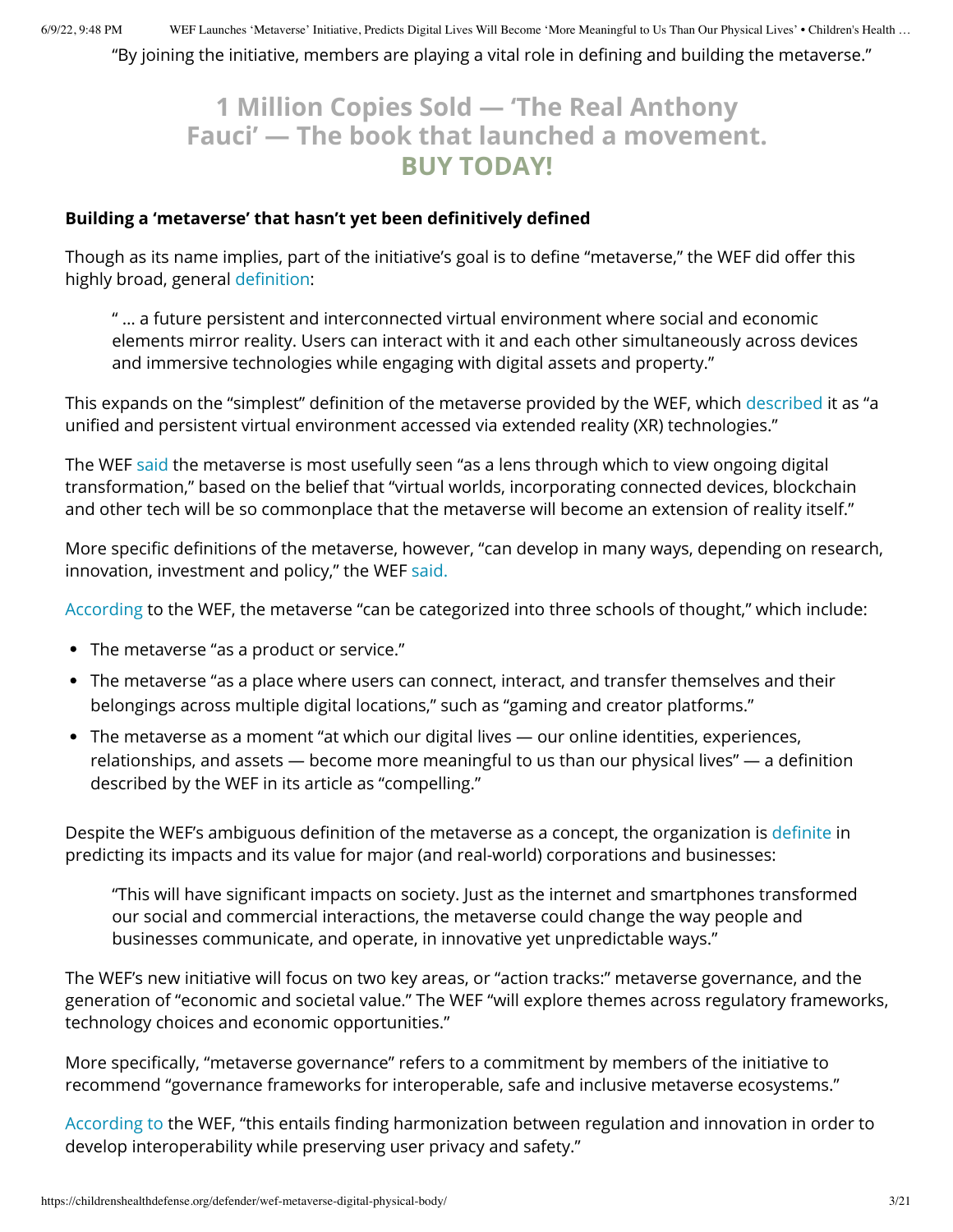"By joining the initiative, members are playing a vital role in defining and building the metaverse."

**1 Million Copies Sold — 'The Real Anthony Fauci' — The book that launched a movement. BUY TODAY!**

### Building a 'metaverse' that hasn't yet been definitively defined

Though as its name implies, part of the initiative's goal is to define "metaverse," the WEF did offer this highly broad, general definition:

> " … a future persistent and interconnected virtual environment where social and economic elements mirror reality. Users can interact with it and each other simultaneously across devices and immersive technologies while engaging with digital assets and property."

This expands on the "simplest" definition of the metaverse provided by the WEF, which described it as "a unified and persistent virtual environment accessed via extended reality (XR) technologies."

The WEF said the metaverse is most usefully seen "as a lens through which to view ongoing digital transformation," based on the belief that "virtual worlds, incorporating connected devices, blockchain and other tech will be so commonplace that the metaverse will become an extension of reality itself."

More specific definitions of the metaverse, however, "can develop in many ways, depending on research, innovation, investment and policy," the WEF said.

According to the WEF, the metaverse "can be categorized into three schools of thought," which include:

- The metaverse "as a product or service."
- The metaverse "as a place where users can connect, interact, and transfer themselves and their belongings across multiple digital locations," such as "gaming and creator platforms."
- The metaverse as a moment "at which our digital lives — our online identities, experiences, relationships, and assets — become more meaningful to us than our physical lives" — a definition described by the WEF in its article as "compelling."

Despite the WEF's ambiguous definition of the metaverse as a concept, the organization is definite in predicting its impacts and its value for major (and real-world) corporations and businesses:

> "This will have significant impacts on society. Just as the internet and smartphones transformed our social and commercial interactions, the metaverse could change the way people and businesses communicate, and operate, in innovative yet unpredictable ways."

The WEF's new initiative will focus on two key areas, or "action tracks:" metaverse governance, and the generation of "economic and societal value." The WEF "will explore themes across regulatory frameworks, technology choices and economic opportunities."

More specifically, "metaverse governance" refers to a commitment by members of the initiative to recommend "governance frameworks for interoperable, safe and inclusive metaverse ecosystems."

According to the WEF, "this entails finding harmonization between regulation and innovation in order to develop interoperability while preserving user privacy and safety."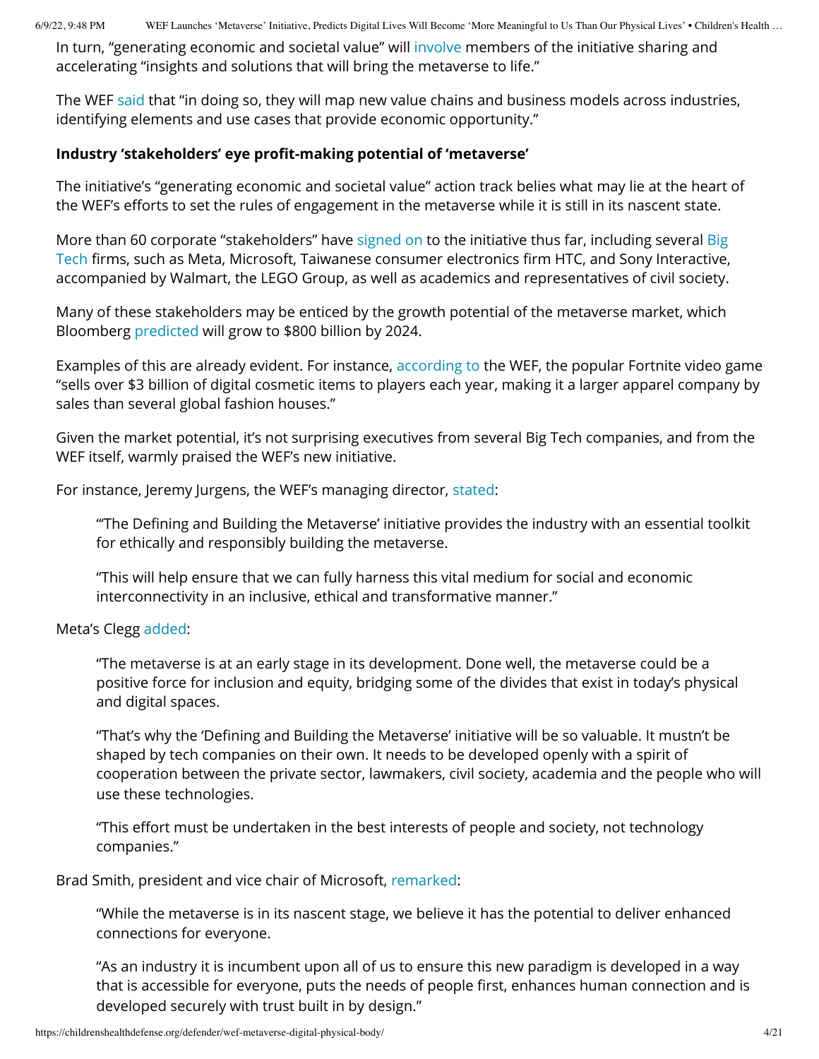In turn, "generating economic and societal value" will involve members of the initiative sharing and accelerating "insights and solutions that will bring the metaverse to life."

The WEF said that "in doing so, they will map new value chains and business models across industries, identifying elements and use cases that provide economic opportunity."

**Industry 'stakeholders' eye profit-making potential of 'metaverse'**

The initiative's "generating economic and societal value" action track belies what may lie at the heart of the WEF's efforts to set the rules of engagement in the metaverse while it is still in its nascent state.

More than 60 corporate "stakeholders" have signed on to the initiative thus far, including several Big Tech firms, such as Meta, Microsoft, Taiwanese consumer electronics firm HTC, and Sony Interactive, accompanied by Walmart, the LEGO Group, as well as academics and representatives of civil society.

Many of these stakeholders may be enticed by the growth potential of the metaverse market, which Bloomberg predicted will grow to $800 billion by 2024.

Examples of this are already evident. For instance, according to the WEF, the popular Fortnite video game "sells over $3 billion of digital cosmetic items to players each year, making it a larger apparel company by sales than several global fashion houses."

Given the market potential, it's not surprising executives from several Big Tech companies, and from the WEF itself, warmly praised the WEF's new initiative.

For instance, Jeremy Jurgens, the WEF's managing director, stated:

> "'The Defining and Building the Metaverse' initiative provides the industry with an essential toolkit for ethically and responsibly building the metaverse.
>
> "This will help ensure that we can fully harness this vital medium for social and economic interconnectivity in an inclusive, ethical and transformative manner."

Meta's Clegg added:

> "The metaverse is at an early stage in its development. Done well, the metaverse could be a positive force for inclusion and equity, bridging some of the divides that exist in today's physical and digital spaces.
>
> "That's why the 'Defining and Building the Metaverse' initiative will be so valuable. It mustn't be shaped by tech companies on their own. It needs to be developed openly with a spirit of cooperation between the private sector, lawmakers, civil society, academia and the people who will use these technologies.
>
> "This effort must be undertaken in the best interests of people and society, not technology companies."

Brad Smith, president and vice chair of Microsoft, remarked:

> "While the metaverse is in its nascent stage, we believe it has the potential to deliver enhanced connections for everyone.
>
> "As an industry it is incumbent upon all of us to ensure this new paradigm is developed in a way that is accessible for everyone, puts the needs of people first, enhances human connection and is developed securely with trust built in by design."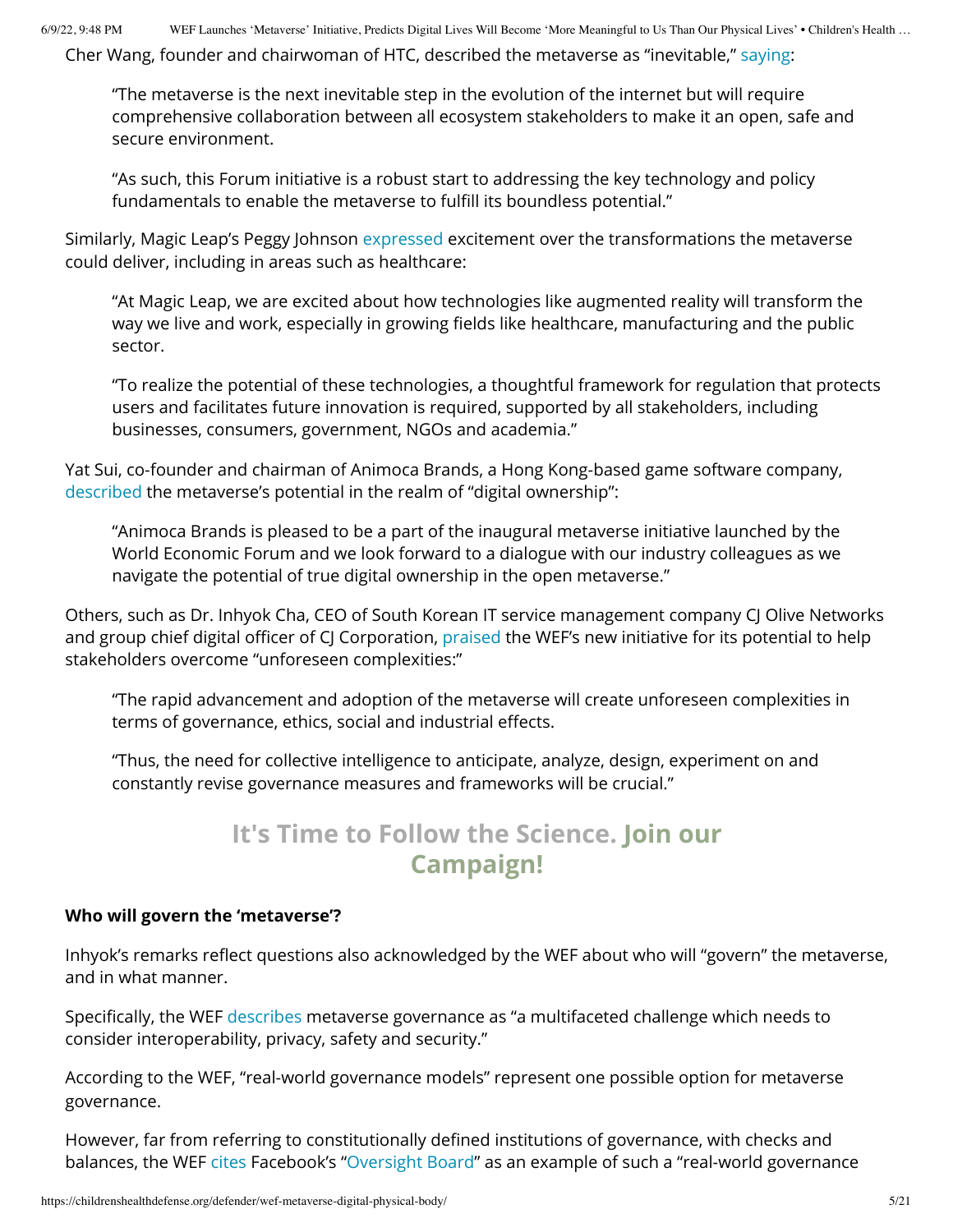Cher Wang, founder and chairwoman of HTC, described the metaverse as "inevitable," saying:

> "The metaverse is the next inevitable step in the evolution of the internet but will require comprehensive collaboration between all ecosystem stakeholders to make it an open, safe and secure environment.
>
> "As such, this Forum initiative is a robust start to addressing the key technology and policy fundamentals to enable the metaverse to fulfill its boundless potential."

Similarly, Magic Leap's Peggy Johnson expressed excitement over the transformations the metaverse could deliver, including in areas such as healthcare:

> "At Magic Leap, we are excited about how technologies like augmented reality will transform the way we live and work, especially in growing fields like healthcare, manufacturing and the public sector.
>
> "To realize the potential of these technologies, a thoughtful framework for regulation that protects users and facilitates future innovation is required, supported by all stakeholders, including businesses, consumers, government, NGOs and academia."

Yat Sui, co-founder and chairman of Animoca Brands, a Hong Kong-based game software company, described the metaverse's potential in the realm of "digital ownership":

> "Animoca Brands is pleased to be a part of the inaugural metaverse initiative launched by the World Economic Forum and we look forward to a dialogue with our industry colleagues as we navigate the potential of true digital ownership in the open metaverse."

Others, such as Dr. Inhyok Cha, CEO of South Korean IT service management company CJ Olive Networks and group chief digital officer of CJ Corporation, praised the WEF's new initiative for its potential to help stakeholders overcome "unforeseen complexities:"

> "The rapid advancement and adoption of the metaverse will create unforeseen complexities in terms of governance, ethics, social and industrial effects.
>
> "Thus, the need for collective intelligence to anticipate, analyze, design, experiment on and constantly revise governance measures and frameworks will be crucial."

## It's Time to Follow the Science. Join our Campaign!

**Who will govern the 'metaverse'?**

Inhyok's remarks reflect questions also acknowledged by the WEF about who will "govern" the metaverse, and in what manner.

Specifically, the WEF describes metaverse governance as "a multifaceted challenge which needs to consider interoperability, privacy, safety and security."

According to the WEF, "real-world governance models" represent one possible option for metaverse governance.

However, far from referring to constitutionally defined institutions of governance, with checks and balances, the WEF cites Facebook's "Oversight Board" as an example of such a "real-world governance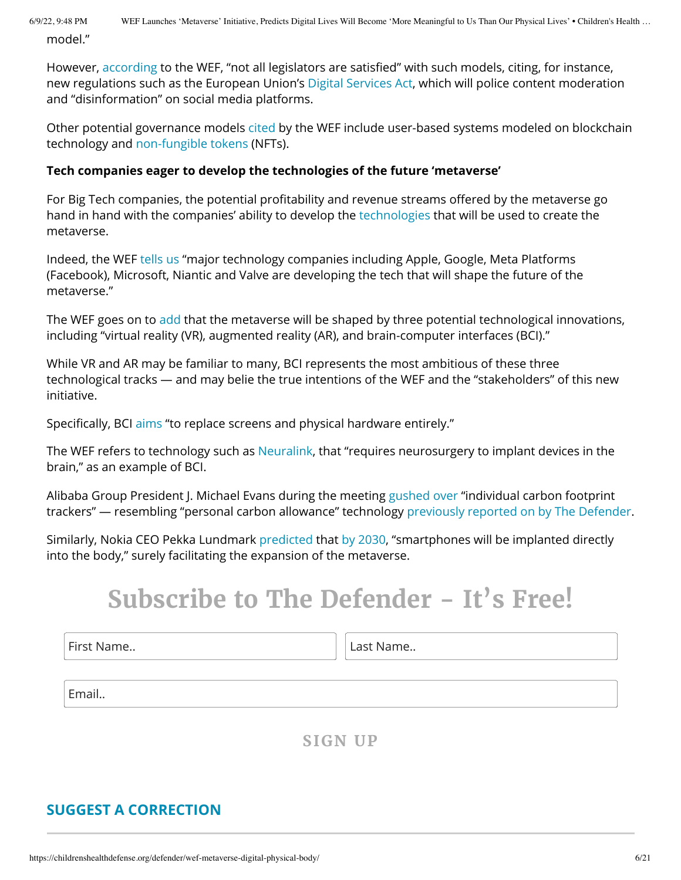model."

However, according to the WEF, "not all legislators are satisfied" with such models, citing, for instance, new regulations such as the European Union's Digital Services Act, which will police content moderation and "disinformation" on social media platforms.

Other potential governance models cited by the WEF include user-based systems modeled on blockchain technology and non-fungible tokens (NFTs).

**Tech companies eager to develop the technologies of the future 'metaverse'**

For Big Tech companies, the potential profitability and revenue streams offered by the metaverse go hand in hand with the companies' ability to develop the technologies that will be used to create the metaverse.

Indeed, the WEF tells us "major technology companies including Apple, Google, Meta Platforms (Facebook), Microsoft, Niantic and Valve are developing the tech that will shape the future of the metaverse."

The WEF goes on to add that the metaverse will be shaped by three potential technological innovations, including "virtual reality (VR), augmented reality (AR), and brain-computer interfaces (BCI)."

While VR and AR may be familiar to many, BCI represents the most ambitious of these three technological tracks — and may belie the true intentions of the WEF and the "stakeholders" of this new initiative.

Specifically, BCI aims "to replace screens and physical hardware entirely."

The WEF refers to technology such as Neuralink, that "requires neurosurgery to implant devices in the brain," as an example of BCI.

Alibaba Group President J. Michael Evans during the meeting gushed over "individual carbon footprint trackers" — resembling "personal carbon allowance" technology previously reported on by The Defender.

Similarly, Nokia CEO Pekka Lundmark predicted that by 2030, "smartphones will be implanted directly into the body," surely facilitating the expansion of the metaverse.

## Subscribe to The Defender – It's Free!

First Name..

Last Name..

Email..

SIGN UP

**SUGGEST A CORRECTION**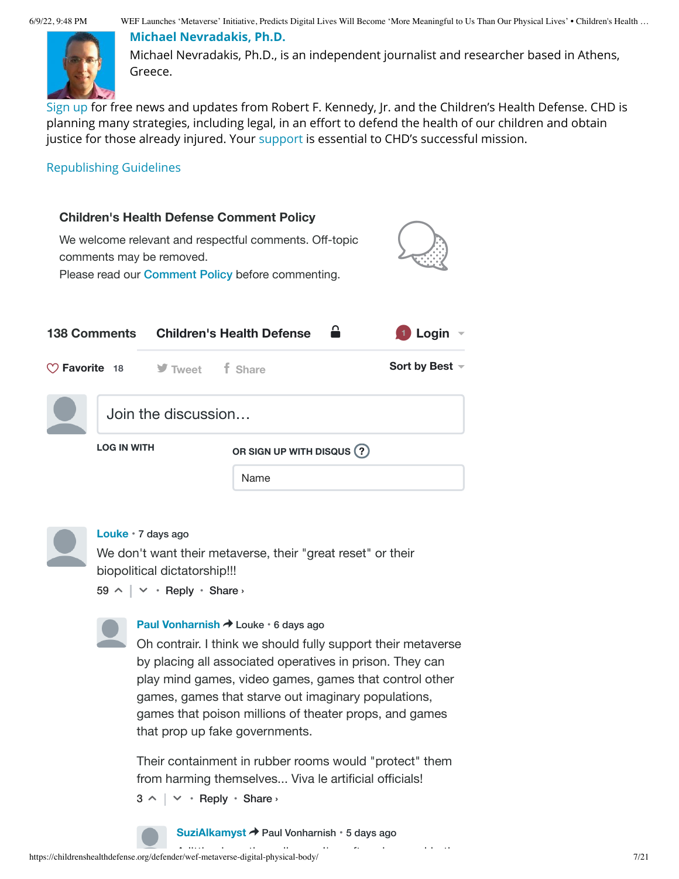**Michael Nevradakis, Ph.D.**

Michael Nevradakis, Ph.D., is an independent journalist and researcher based in Athens, Greece.

Sign up for free news and updates from Robert F. Kennedy, Jr. and the Children's Health Defense. CHD is planning many strategies, including legal, in an effort to defend the health of our children and obtain justice for those already injured. Your support is essential to CHD's successful mission.

Republishing Guidelines

### Children's Health Defense Comment Policy

We welcome relevant and respectful comments. Off-topic comments may be removed.
Please read our Comment Policy before commenting.

138 Comments   Children's Health Defense   Login

Favorite 18   Tweet   Share   Sort by Best

Join the discussion…

LOG IN WITH   OR SIGN UP WITH DISQUS

Name

**Louke** • 7 days ago

We don't want their metaverse, their "great reset" or their biopolitical dictatorship!!!

59 • Reply • Share ›

**Paul Vonharnish** → Louke • 6 days ago

Oh contrair. I think we should fully support their metaverse by placing all associated operatives in prison. They can play mind games, video games, games that control other games, games that starve out imaginary populations, games that poison millions of theater props, and games that prop up fake governments.

Their containment in rubber rooms would "protect" them from harming themselves... Viva le artificial officials!

3 • Reply • Share ›

**SuziAlkamyst** → Paul Vonharnish • 5 days ago